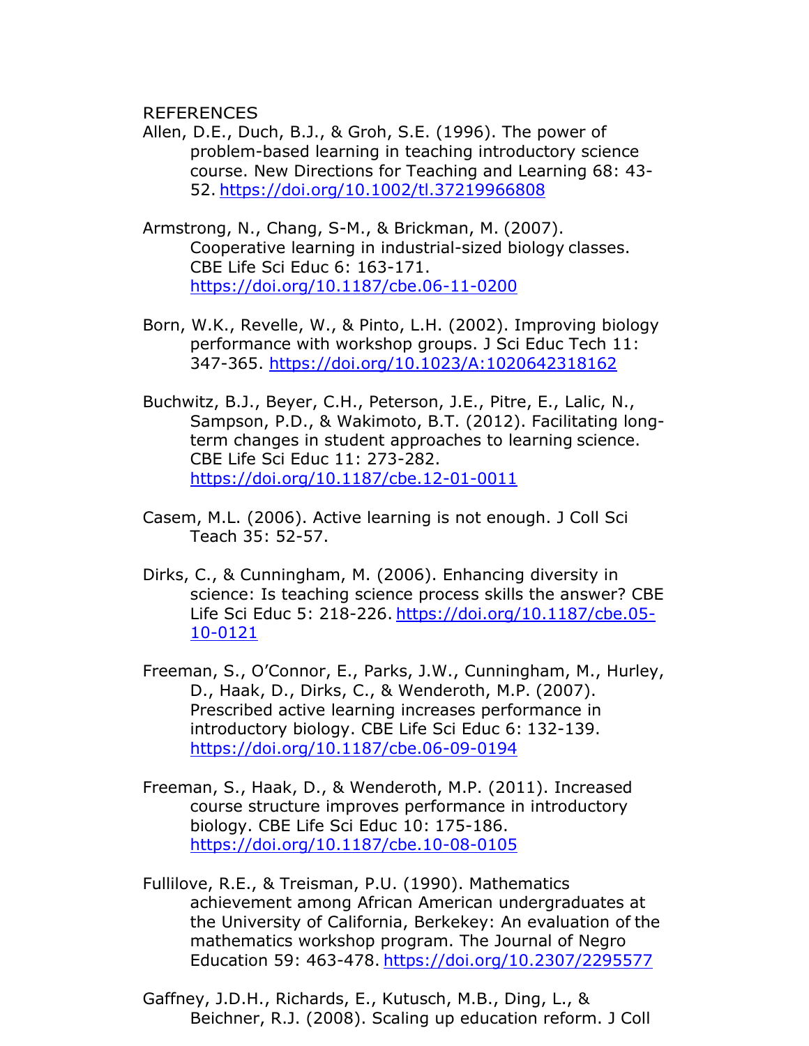# REFERENCES

Allen, D.E., Duch, B.J., & Groh, S.E. (1996). The power of problem-based learning in teaching introductory science course. New Directions for Teaching and Learning 68: 43-52. https://doi.org/10.1002/tl.37219966808

Armstrong, N., Chang, S-M., & Brickman, M. (2007). Cooperative learning in industrial-sized biology classes. CBE Life Sci Educ 6: 163-171. https://doi.org/10.1187/cbe.06-11-0200

Born, W.K., Revelle, W., & Pinto, L.H. (2002). Improving biology performance with workshop groups. J Sci Educ Tech 11: 347-365. https://doi.org/10.1023/A:1020642318162

Buchwitz, B.J., Beyer, C.H., Peterson, J.E., Pitre, E., Lalic, N., Sampson, P.D., & Wakimoto, B.T. (2012). Facilitating long-term changes in student approaches to learning science. CBE Life Sci Educ 11: 273-282. https://doi.org/10.1187/cbe.12-01-0011

Casem, M.L. (2006). Active learning is not enough. J Coll Sci Teach 35: 52-57.

Dirks, C., & Cunningham, M. (2006). Enhancing diversity in science: Is teaching science process skills the answer? CBE Life Sci Educ 5: 218-226. https://doi.org/10.1187/cbe.05-10-0121

Freeman, S., O'Connor, E., Parks, J.W., Cunningham, M., Hurley, D., Haak, D., Dirks, C., & Wenderoth, M.P. (2007). Prescribed active learning increases performance in introductory biology. CBE Life Sci Educ 6: 132-139. https://doi.org/10.1187/cbe.06-09-0194

Freeman, S., Haak, D., & Wenderoth, M.P. (2011). Increased course structure improves performance in introductory biology. CBE Life Sci Educ 10: 175-186. https://doi.org/10.1187/cbe.10-08-0105

Fullilove, R.E., & Treisman, P.U. (1990). Mathematics achievement among African American undergraduates at the University of California, Berkekey: An evaluation of the mathematics workshop program. The Journal of Negro Education 59: 463-478. https://doi.org/10.2307/2295577

Gaffney, J.D.H., Richards, E., Kutusch, M.B., Ding, L., & Beichner, R.J. (2008). Scaling up education reform. J Coll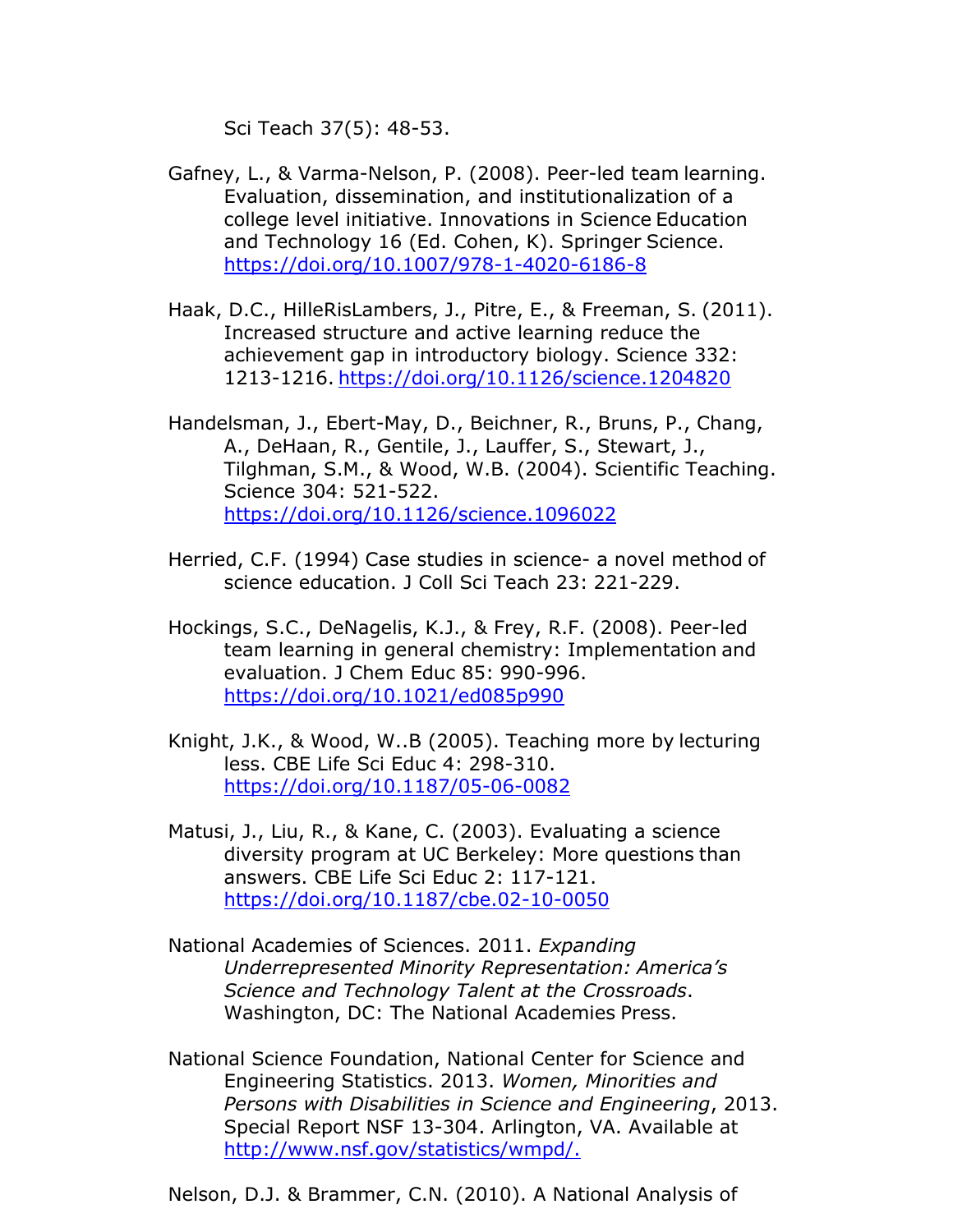Sci Teach 37(5): 48-53.

Gafney, L., & Varma-Nelson, P. (2008). Peer-led team learning. Evaluation, dissemination, and institutionalization of a college level initiative. Innovations in Science Education and Technology 16 (Ed. Cohen, K). Springer Science. https://doi.org/10.1007/978-1-4020-6186-8

Haak, D.C., HilleRisLambers, J., Pitre, E., & Freeman, S. (2011). Increased structure and active learning reduce the achievement gap in introductory biology. Science 332: 1213-1216. https://doi.org/10.1126/science.1204820

Handelsman, J., Ebert-May, D., Beichner, R., Bruns, P., Chang, A., DeHaan, R., Gentile, J., Lauffer, S., Stewart, J., Tilghman, S.M., & Wood, W.B. (2004). Scientific Teaching. Science 304: 521-522. https://doi.org/10.1126/science.1096022

Herried, C.F. (1994) Case studies in science- a novel method of science education. J Coll Sci Teach 23: 221-229.

Hockings, S.C., DeNagelis, K.J., & Frey, R.F. (2008). Peer-led team learning in general chemistry: Implementation and evaluation. J Chem Educ 85: 990-996. https://doi.org/10.1021/ed085p990

Knight, J.K., & Wood, W..B (2005). Teaching more by lecturing less. CBE Life Sci Educ 4: 298-310. https://doi.org/10.1187/05-06-0082

Matusi, J., Liu, R., & Kane, C. (2003). Evaluating a science diversity program at UC Berkeley: More questions than answers. CBE Life Sci Educ 2: 117-121. https://doi.org/10.1187/cbe.02-10-0050

National Academies of Sciences. 2011. *Expanding Underrepresented Minority Representation: America's Science and Technology Talent at the Crossroads*. Washington, DC: The National Academies Press.

National Science Foundation, National Center for Science and Engineering Statistics. 2013. *Women, Minorities and Persons with Disabilities in Science and Engineering*, 2013. Special Report NSF 13-304. Arlington, VA. Available at http://www.nsf.gov/statistics/wmpd/.

Nelson, D.J. & Brammer, C.N. (2010). A National Analysis of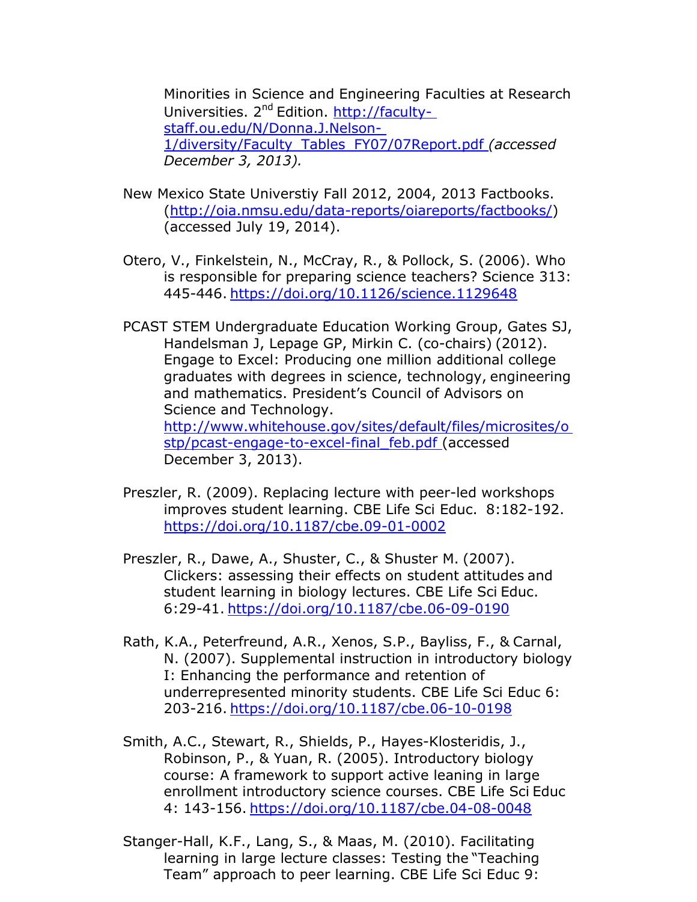Minorities in Science and Engineering Faculties at Research Universities. 2nd Edition. http://faculty-staff.ou.edu/N/Donna.J.Nelson-1/diversity/Faculty_Tables_FY07/07Report.pdf *(accessed December 3, 2013).*

New Mexico State Universtiy Fall 2012, 2004, 2013 Factbooks. (http://oia.nmsu.edu/data-reports/oiareports/factbooks/) (accessed July 19, 2014).

Otero, V., Finkelstein, N., McCray, R., & Pollock, S. (2006). Who is responsible for preparing science teachers? Science 313: 445-446. https://doi.org/10.1126/science.1129648

PCAST STEM Undergraduate Education Working Group, Gates SJ, Handelsman J, Lepage GP, Mirkin C. (co-chairs) (2012). Engage to Excel: Producing one million additional college graduates with degrees in science, technology, engineering and mathematics. President's Council of Advisors on Science and Technology. http://www.whitehouse.gov/sites/default/files/microsites/ostp/pcast-engage-to-excel-final_feb.pdf (accessed December 3, 2013).

Preszler, R. (2009). Replacing lecture with peer-led workshops improves student learning. CBE Life Sci Educ. 8:182-192. https://doi.org/10.1187/cbe.09-01-0002

Preszler, R., Dawe, A., Shuster, C., & Shuster M. (2007). Clickers: assessing their effects on student attitudes and student learning in biology lectures. CBE Life Sci Educ. 6:29-41. https://doi.org/10.1187/cbe.06-09-0190

Rath, K.A., Peterfreund, A.R., Xenos, S.P., Bayliss, F., & Carnal, N. (2007). Supplemental instruction in introductory biology I: Enhancing the performance and retention of underrepresented minority students. CBE Life Sci Educ 6: 203-216. https://doi.org/10.1187/cbe.06-10-0198

Smith, A.C., Stewart, R., Shields, P., Hayes-Klosteridis, J., Robinson, P., & Yuan, R. (2005). Introductory biology course: A framework to support active leaning in large enrollment introductory science courses. CBE Life Sci Educ 4: 143-156. https://doi.org/10.1187/cbe.04-08-0048

Stanger-Hall, K.F., Lang, S., & Maas, M. (2010). Facilitating learning in large lecture classes: Testing the "Teaching Team" approach to peer learning. CBE Life Sci Educ 9: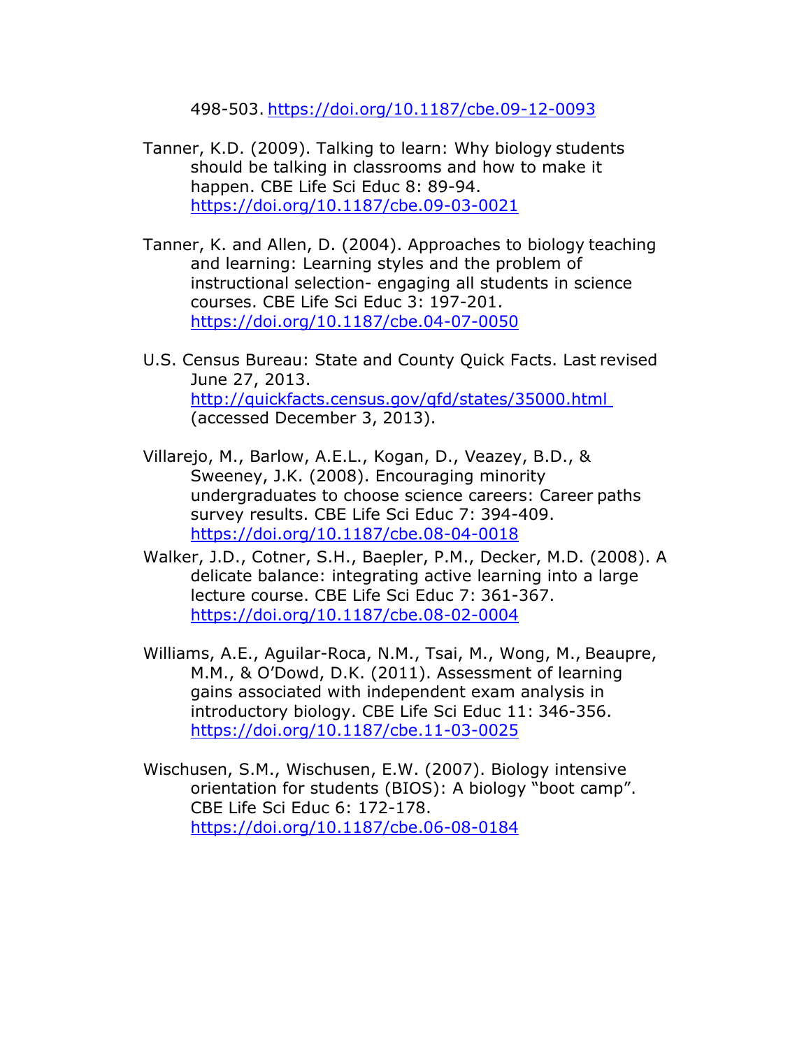498-503. https://doi.org/10.1187/cbe.09-12-0093

Tanner, K.D. (2009). Talking to learn: Why biology students should be talking in classrooms and how to make it happen. CBE Life Sci Educ 8: 89-94. https://doi.org/10.1187/cbe.09-03-0021

Tanner, K. and Allen, D. (2004). Approaches to biology teaching and learning: Learning styles and the problem of instructional selection- engaging all students in science courses. CBE Life Sci Educ 3: 197-201. https://doi.org/10.1187/cbe.04-07-0050

U.S. Census Bureau: State and County Quick Facts. Last revised June 27, 2013. http://quickfacts.census.gov/qfd/states/35000.html (accessed December 3, 2013).

Villarejo, M., Barlow, A.E.L., Kogan, D., Veazey, B.D., & Sweeney, J.K. (2008). Encouraging minority undergraduates to choose science careers: Career paths survey results. CBE Life Sci Educ 7: 394-409. https://doi.org/10.1187/cbe.08-04-0018

Walker, J.D., Cotner, S.H., Baepler, P.M., Decker, M.D. (2008). A delicate balance: integrating active learning into a large lecture course. CBE Life Sci Educ 7: 361-367. https://doi.org/10.1187/cbe.08-02-0004

Williams, A.E., Aguilar-Roca, N.M., Tsai, M., Wong, M., Beaupre, M.M., & O'Dowd, D.K. (2011). Assessment of learning gains associated with independent exam analysis in introductory biology. CBE Life Sci Educ 11: 346-356. https://doi.org/10.1187/cbe.11-03-0025

Wischusen, S.M., Wischusen, E.W. (2007). Biology intensive orientation for students (BIOS): A biology "boot camp". CBE Life Sci Educ 6: 172-178. https://doi.org/10.1187/cbe.06-08-0184